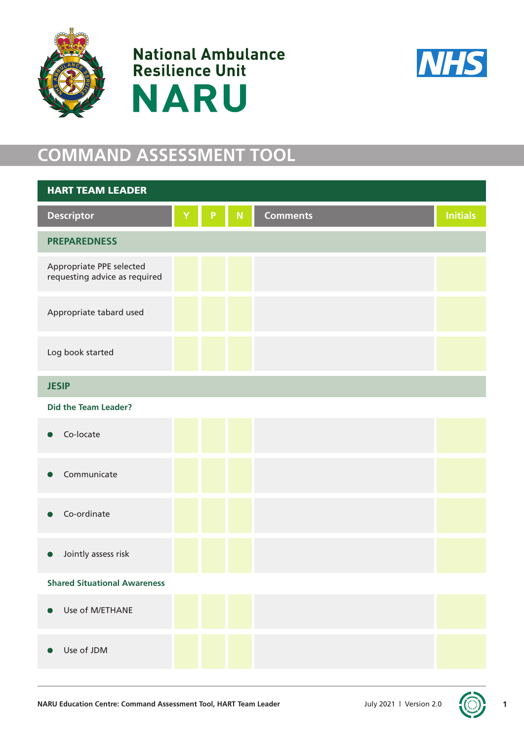National Ambulance Resilience Unit

# NARU

NHS

# COMMAND ASSESSMENT TOOL

## HART TEAM LEADER

| Descriptor | Y | P | N | Comments | Initials |
|---|---|---|---|---|---|
| **PREPAREDNESS** | | | | | |
| Appropriate PPE selected requesting advice as required | | | | | |
| Appropriate tabard used | | | | | |
| Log book started | | | | | |
| **JESIP** | | | | | |
| **Did the Team Leader?** | | | | | |
| • Co-locate | | | | | |
| • Communicate | | | | | |
| • Co-ordinate | | | | | |
| • Jointly assess risk | | | | | |
| **Shared Situational Awareness** | | | | | |
| • Use of M/ETHANE | | | | | |
| • Use of JDM | | | | | |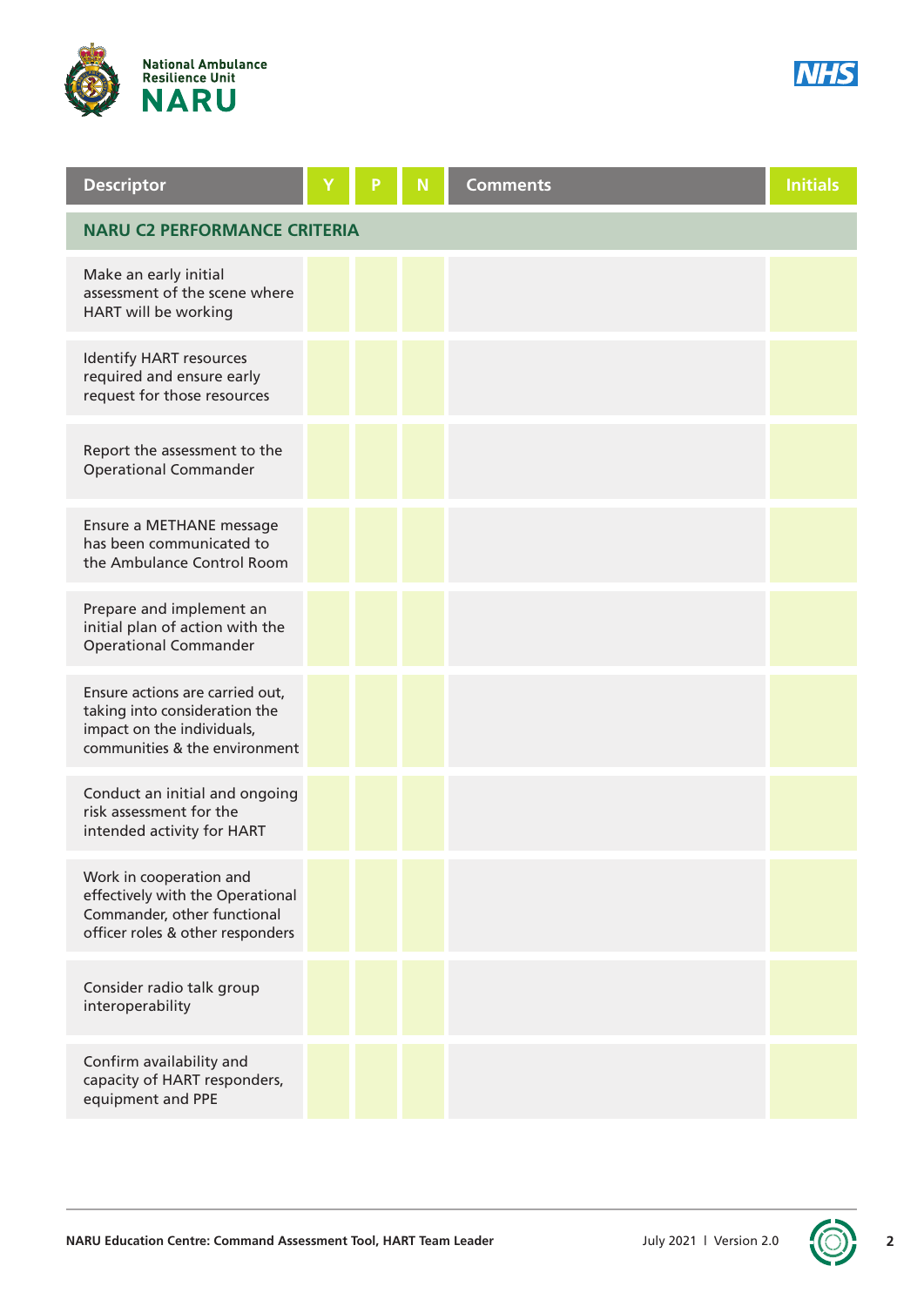| Descriptor | Y | P | N | Comments | Initials |
|---|---|---|---|---|---|
| **NARU C2 PERFORMANCE CRITERIA** | | | | | |
| Make an early initial assessment of the scene where HART will be working | | | | | |
| Identify HART resources required and ensure early request for those resources | | | | | |
| Report the assessment to the Operational Commander | | | | | |
| Ensure a METHANE message has been communicated to the Ambulance Control Room | | | | | |
| Prepare and implement an initial plan of action with the Operational Commander | | | | | |
| Ensure actions are carried out, taking into consideration the impact on the individuals, communities & the environment | | | | | |
| Conduct an initial and ongoing risk assessment for the intended activity for HART | | | | | |
| Work in cooperation and effectively with the Operational Commander, other functional officer roles & other responders | | | | | |
| Consider radio talk group interoperability | | | | | |
| Confirm availability and capacity of HART responders, equipment and PPE | | | | | |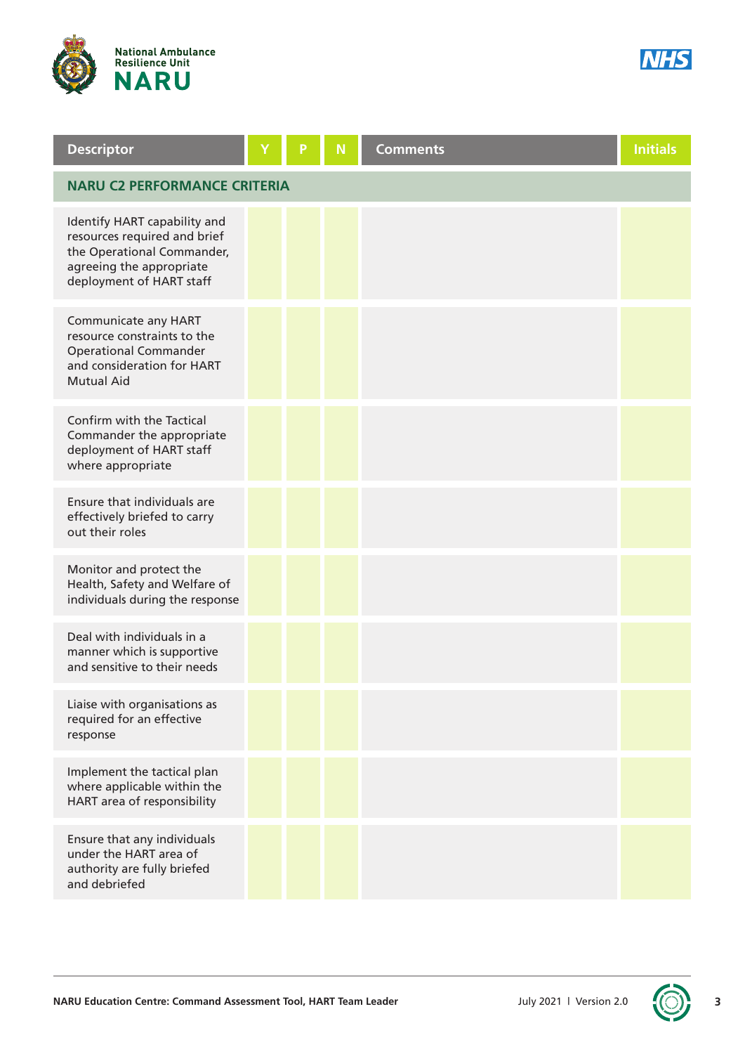| Descriptor | Y | P | N | Comments | Initials |
| --- | --- | --- | --- | --- | --- |
| **NARU C2 PERFORMANCE CRITERIA** | | | | | |
| Identify HART capability and resources required and brief the Operational Commander, agreeing the appropriate deployment of HART staff | | | | | |
| Communicate any HART resource constraints to the Operational Commander and consideration for HART Mutual Aid | | | | | |
| Confirm with the Tactical Commander the appropriate deployment of HART staff where appropriate | | | | | |
| Ensure that individuals are effectively briefed to carry out their roles | | | | | |
| Monitor and protect the Health, Safety and Welfare of individuals during the response | | | | | |
| Deal with individuals in a manner which is supportive and sensitive to their needs | | | | | |
| Liaise with organisations as required for an effective response | | | | | |
| Implement the tactical plan where applicable within the HART area of responsibility | | | | | |
| Ensure that any individuals under the HART area of authority are fully briefed and debriefed | | | | | |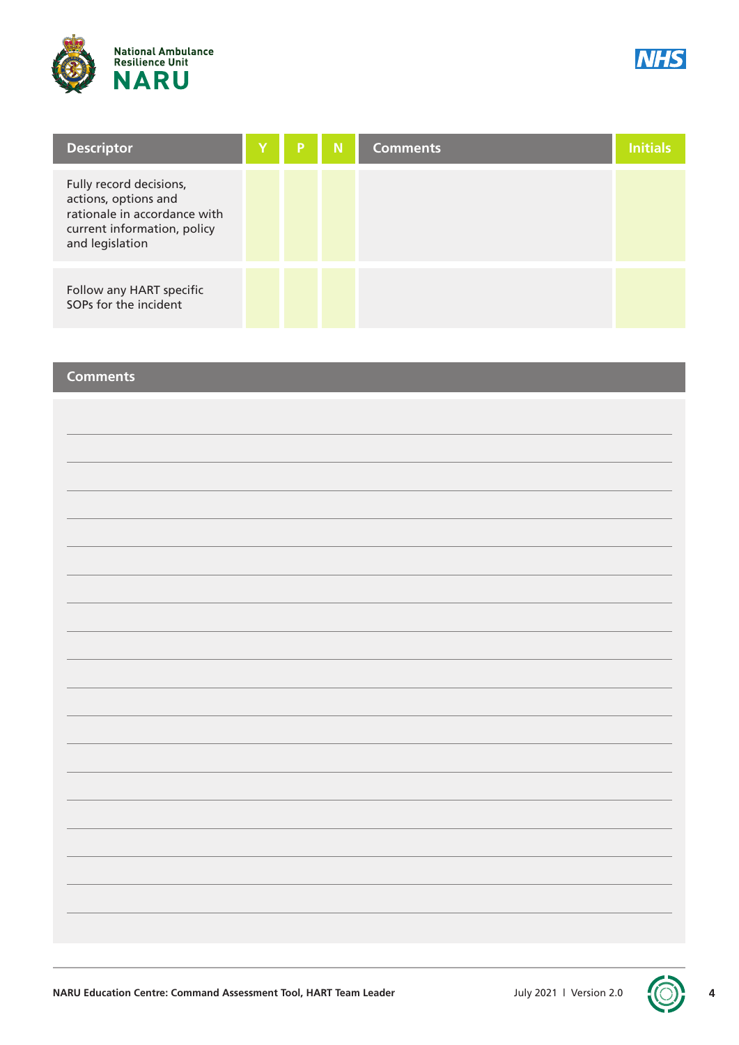| Descriptor | Y | P | N | Comments | Initials |
|---|---|---|---|---|---|
| Fully record decisions, actions, options and rationale in accordance with current information, policy and legislation | | | | | |
| Follow any HART specific SOPs for the incident | | | | | |

## Comments